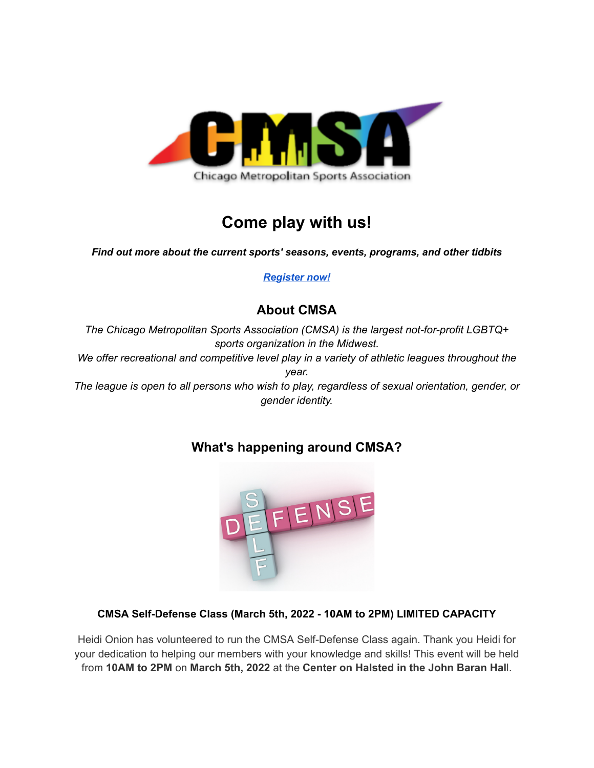# Come play with us!

***Find out more about the current sports' seasons, events, programs, and other tidbits***

***Register now!***

## About CMSA

*The Chicago Metropolitan Sports Association (CMSA) is the largest not-for-profit LGBTQ+ sports organization in the Midwest.*
*We offer recreational and competitive level play in a variety of athletic leagues throughout the year.*
*The league is open to all persons who wish to play, regardless of sexual orientation, gender, or gender identity.*

## What's happening around CMSA?

**CMSA Self-Defense Class (March 5th, 2022 - 10AM to 2PM) LIMITED CAPACITY**

Heidi Onion has volunteered to run the CMSA Self-Defense Class again. Thank you Heidi for your dedication to helping our members with your knowledge and skills! This event will be held from **10AM to 2PM** on **March 5th, 2022** at the **Center on Halsted in the John Baran Hal**l.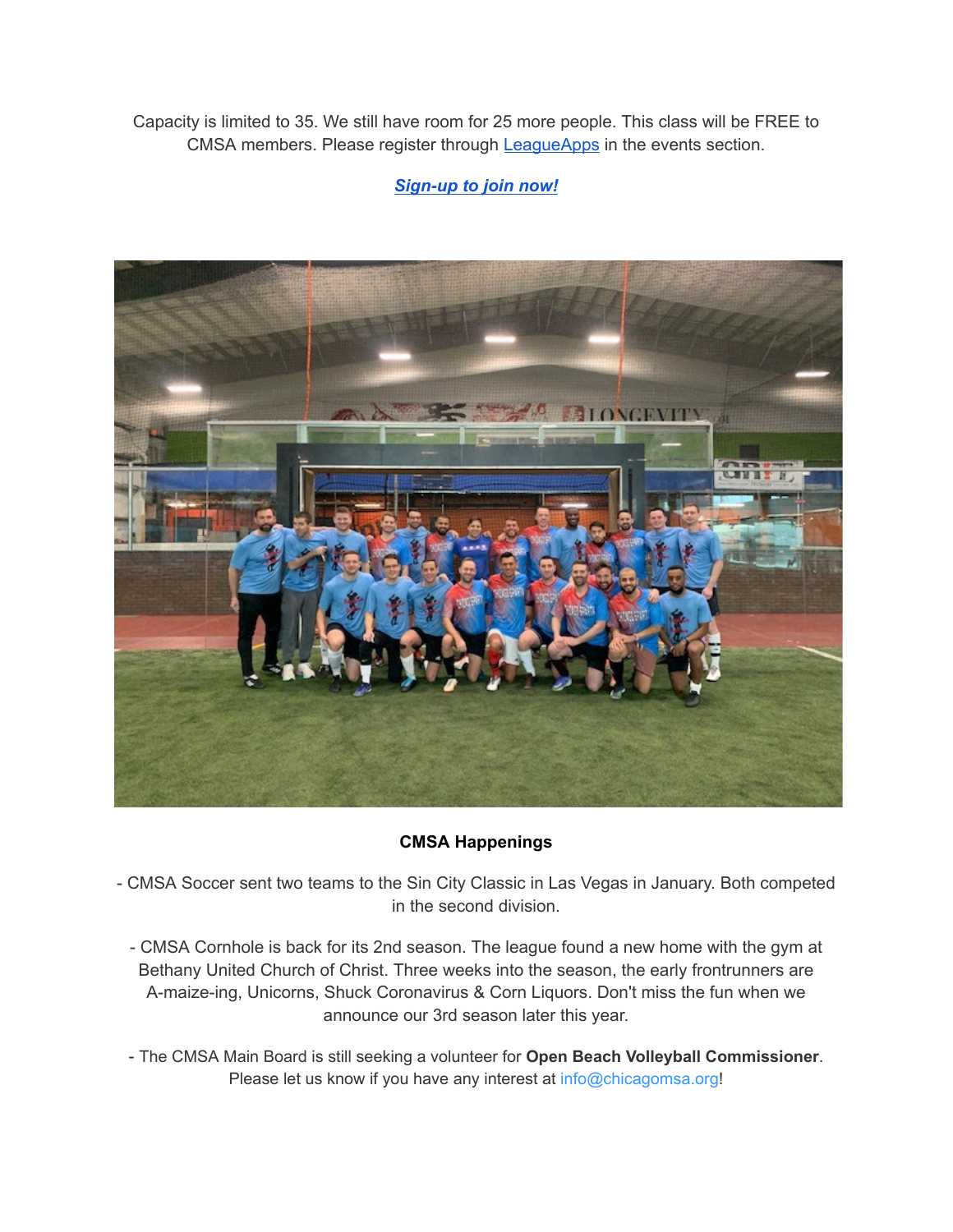Capacity is limited to 35. We still have room for 25 more people. This class will be FREE to CMSA members. Please register through [LeagueApps](LeagueApps) in the events section.

***Sign-up to join now!***

**CMSA Happenings**

- CMSA Soccer sent two teams to the Sin City Classic in Las Vegas in January. Both competed in the second division.

- CMSA Cornhole is back for its 2nd season. The league found a new home with the gym at Bethany United Church of Christ. Three weeks into the season, the early frontrunners are A-maize-ing, Unicorns, Shuck Coronavirus & Corn Liquors. Don't miss the fun when we announce our 3rd season later this year.

- The CMSA Main Board is still seeking a volunteer for **Open Beach Volleyball Commissioner**. Please let us know if you have any interest at info@chicagomsa.org!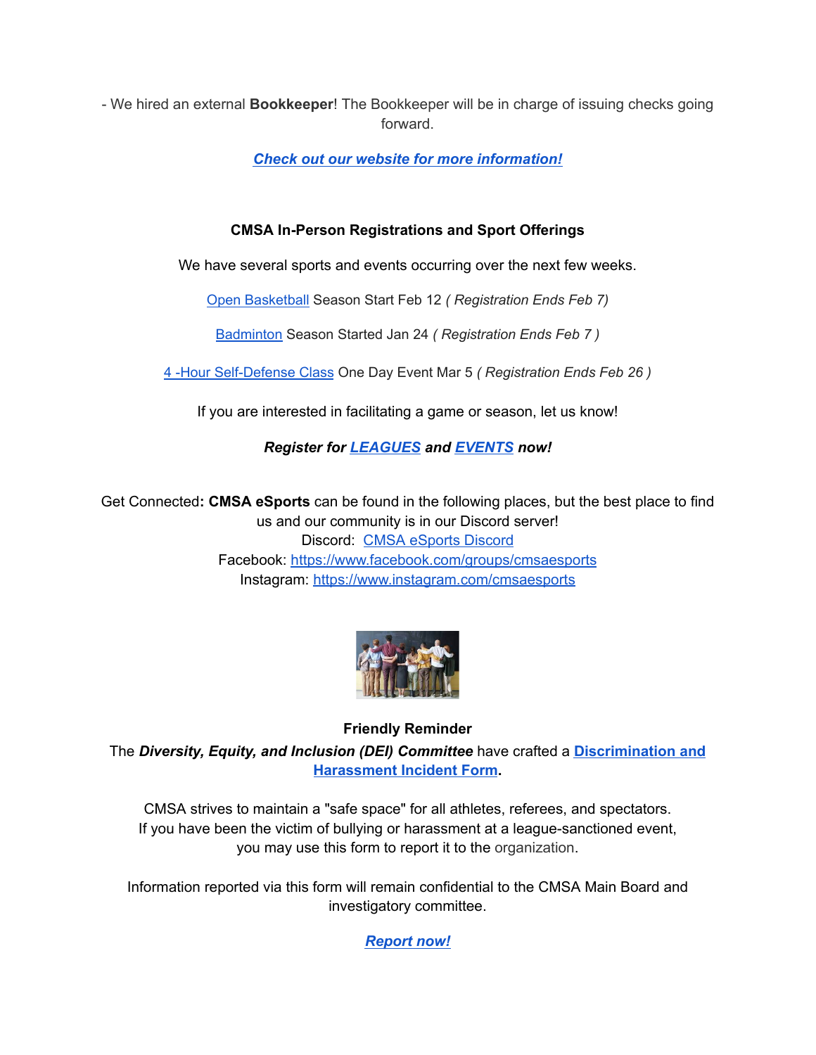- We hired an external **Bookkeeper**! The Bookkeeper will be in charge of issuing checks going forward.

***Check out our website for more information!***

**CMSA In-Person Registrations and Sport Offerings**

We have several sports and events occurring over the next few weeks.

Open Basketball Season Start Feb 12 *( Registration Ends Feb 7)*

Badminton Season Started Jan 24 *( Registration Ends Feb 7 )*

4 -Hour Self-Defense Class One Day Event Mar 5 *( Registration Ends Feb 26 )*

If you are interested in facilitating a game or season, let us know!

***Register for LEAGUES and EVENTS now!***

Get Connected**: CMSA eSports** can be found in the following places, but the best place to find us and our community is in our Discord server!
Discord: CMSA eSports Discord
Facebook: https://www.facebook.com/groups/cmsaesports
Instagram: https://www.instagram.com/cmsaesports

**Friendly Reminder**
The ***Diversity, Equity, and Inclusion (DEI) Committee*** have crafted a **Discrimination and Harassment Incident Form**.

CMSA strives to maintain a "safe space" for all athletes, referees, and spectators.
If you have been the victim of bullying or harassment at a league-sanctioned event, you may use this form to report it to the organization.

Information reported via this form will remain confidential to the CMSA Main Board and investigatory committee.

***Report now!***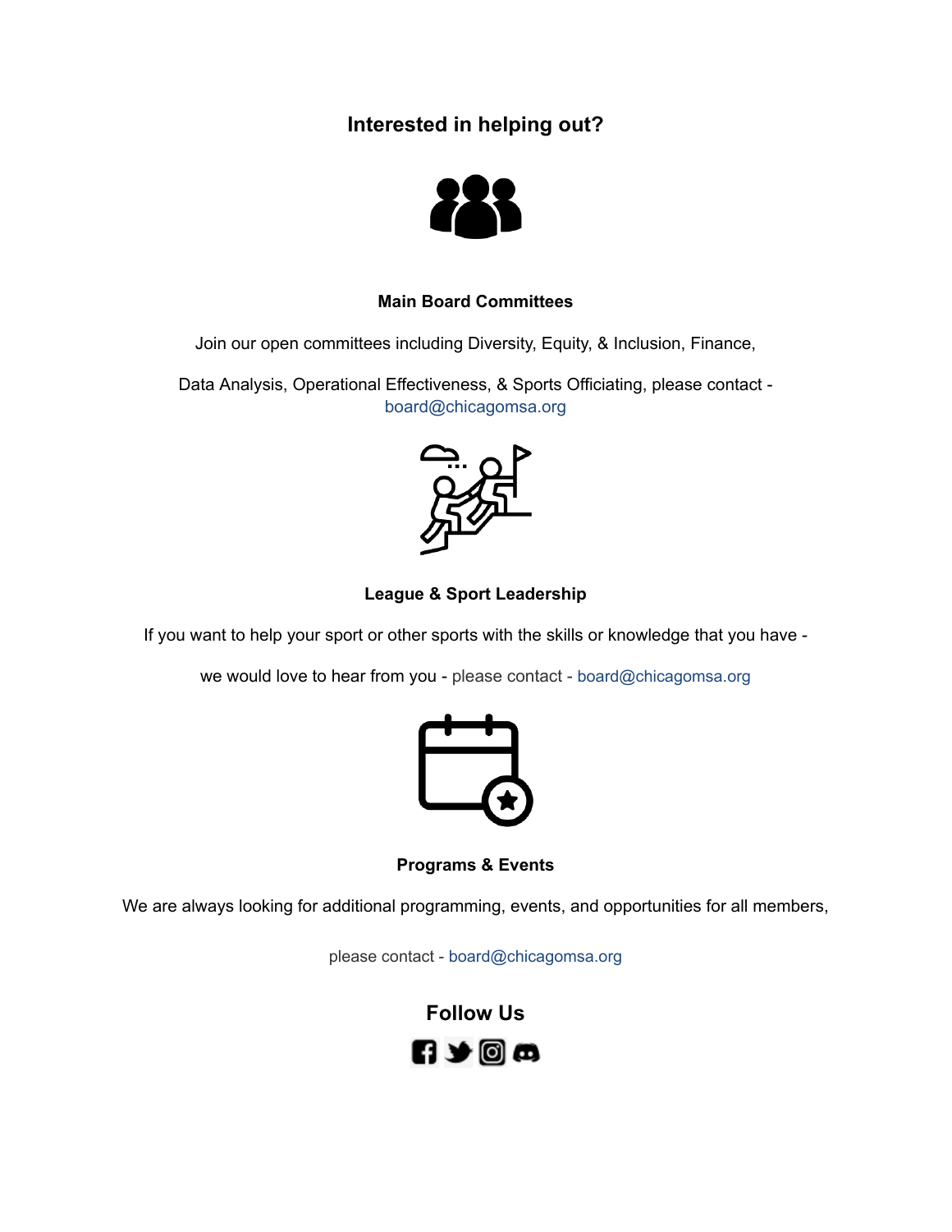## Interested in helping out?

### Main Board Committees

Join our open committees including Diversity, Equity, & Inclusion, Finance,

Data Analysis, Operational Effectiveness, & Sports Officiating, please contact - board@chicagomsa.org

### League & Sport Leadership

If you want to help your sport or other sports with the skills or knowledge that you have -

we would love to hear from you - please contact - board@chicagomsa.org

### Programs & Events

We are always looking for additional programming, events, and opportunities for all members,

please contact - board@chicagomsa.org

## Follow Us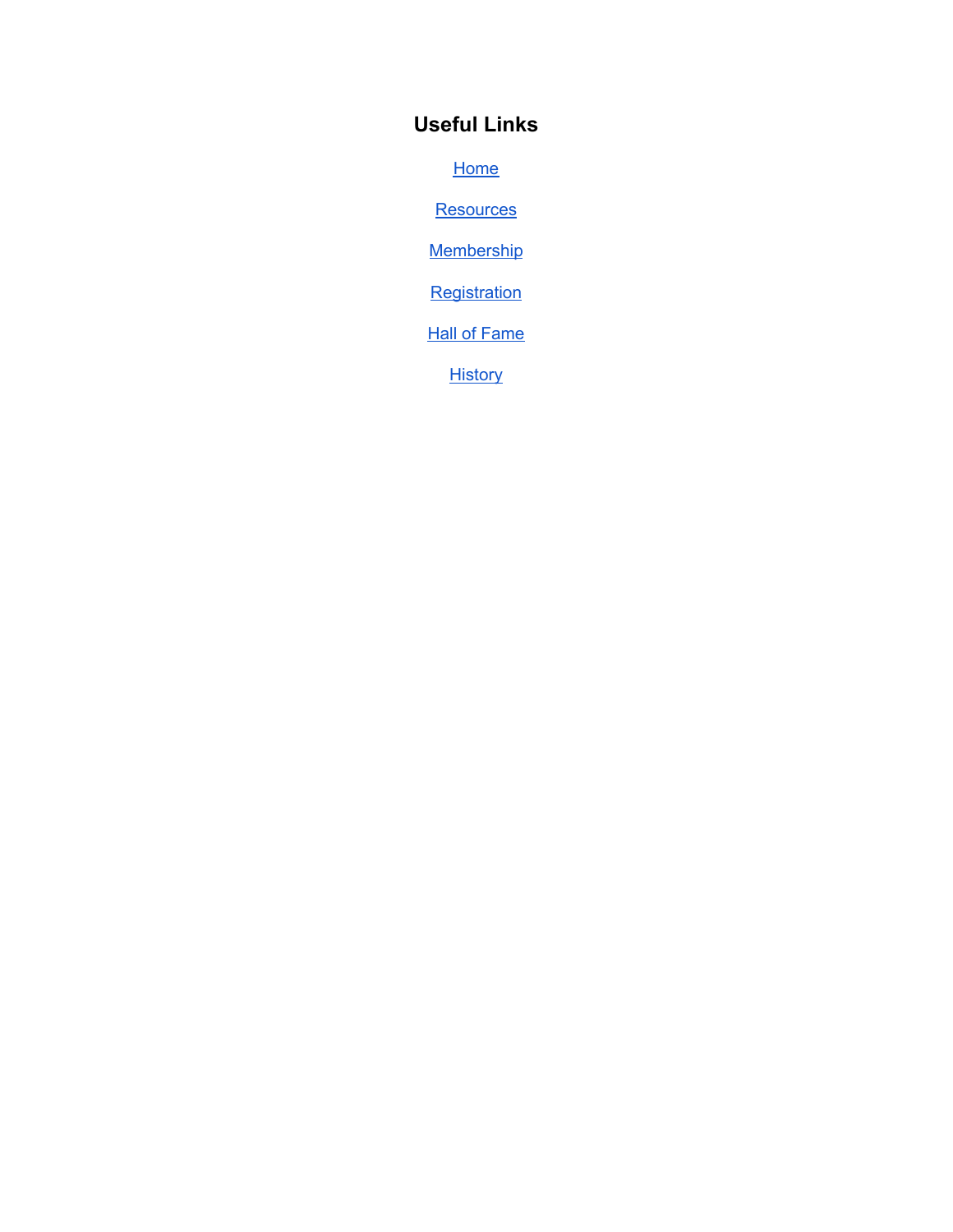### Useful Links

Home

Resources

Membership

Registration

Hall of Fame

History